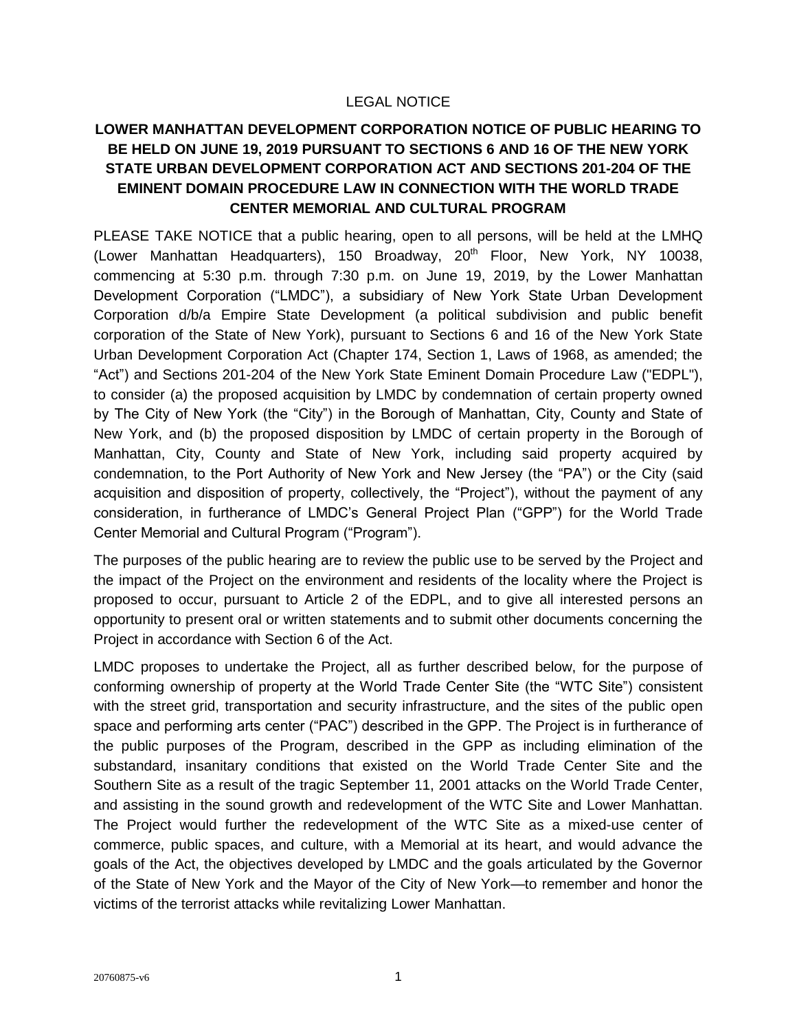LEGAL NOTICE

# LOWER MANHATTAN DEVELOPMENT CORPORATION NOTICE OF PUBLIC HEARING TO BE HELD ON JUNE 19, 2019 PURSUANT TO SECTIONS 6 AND 16 OF THE NEW YORK STATE URBAN DEVELOPMENT CORPORATION ACT AND SECTIONS 201-204 OF THE EMINENT DOMAIN PROCEDURE LAW IN CONNECTION WITH THE WORLD TRADE CENTER MEMORIAL AND CULTURAL PROGRAM

PLEASE TAKE NOTICE that a public hearing, open to all persons, will be held at the LMHQ (Lower Manhattan Headquarters), 150 Broadway, 20th Floor, New York, NY 10038, commencing at 5:30 p.m. through 7:30 p.m. on June 19, 2019, by the Lower Manhattan Development Corporation ("LMDC"), a subsidiary of New York State Urban Development Corporation d/b/a Empire State Development (a political subdivision and public benefit corporation of the State of New York), pursuant to Sections 6 and 16 of the New York State Urban Development Corporation Act (Chapter 174, Section 1, Laws of 1968, as amended; the "Act") and Sections 201-204 of the New York State Eminent Domain Procedure Law ("EDPL"), to consider (a) the proposed acquisition by LMDC by condemnation of certain property owned by The City of New York (the "City") in the Borough of Manhattan, City, County and State of New York, and (b) the proposed disposition by LMDC of certain property in the Borough of Manhattan, City, County and State of New York, including said property acquired by condemnation, to the Port Authority of New York and New Jersey (the "PA") or the City (said acquisition and disposition of property, collectively, the "Project"), without the payment of any consideration, in furtherance of LMDC's General Project Plan ("GPP") for the World Trade Center Memorial and Cultural Program ("Program").

The purposes of the public hearing are to review the public use to be served by the Project and the impact of the Project on the environment and residents of the locality where the Project is proposed to occur, pursuant to Article 2 of the EDPL, and to give all interested persons an opportunity to present oral or written statements and to submit other documents concerning the Project in accordance with Section 6 of the Act.

LMDC proposes to undertake the Project, all as further described below, for the purpose of conforming ownership of property at the World Trade Center Site (the "WTC Site") consistent with the street grid, transportation and security infrastructure, and the sites of the public open space and performing arts center ("PAC") described in the GPP. The Project is in furtherance of the public purposes of the Program, described in the GPP as including elimination of the substandard, insanitary conditions that existed on the World Trade Center Site and the Southern Site as a result of the tragic September 11, 2001 attacks on the World Trade Center, and assisting in the sound growth and redevelopment of the WTC Site and Lower Manhattan. The Project would further the redevelopment of the WTC Site as a mixed-use center of commerce, public spaces, and culture, with a Memorial at its heart, and would advance the goals of the Act, the objectives developed by LMDC and the goals articulated by the Governor of the State of New York and the Mayor of the City of New York—to remember and honor the victims of the terrorist attacks while revitalizing Lower Manhattan.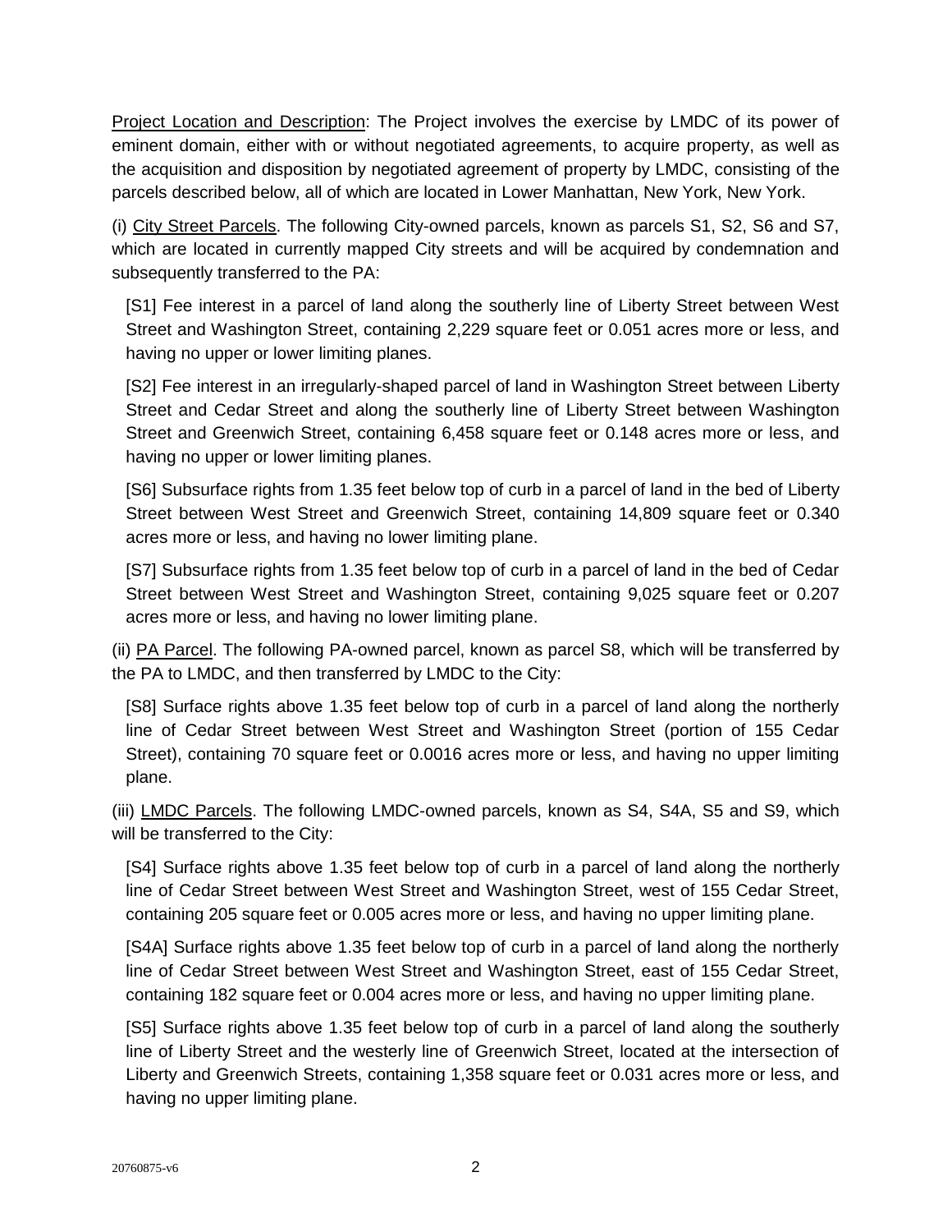Project Location and Description: The Project involves the exercise by LMDC of its power of eminent domain, either with or without negotiated agreements, to acquire property, as well as the acquisition and disposition by negotiated agreement of property by LMDC, consisting of the parcels described below, all of which are located in Lower Manhattan, New York, New York.

(i) City Street Parcels. The following City-owned parcels, known as parcels S1, S2, S6 and S7, which are located in currently mapped City streets and will be acquired by condemnation and subsequently transferred to the PA:

[S1] Fee interest in a parcel of land along the southerly line of Liberty Street between West Street and Washington Street, containing 2,229 square feet or 0.051 acres more or less, and having no upper or lower limiting planes.

[S2] Fee interest in an irregularly-shaped parcel of land in Washington Street between Liberty Street and Cedar Street and along the southerly line of Liberty Street between Washington Street and Greenwich Street, containing 6,458 square feet or 0.148 acres more or less, and having no upper or lower limiting planes.

[S6] Subsurface rights from 1.35 feet below top of curb in a parcel of land in the bed of Liberty Street between West Street and Greenwich Street, containing 14,809 square feet or 0.340 acres more or less, and having no lower limiting plane.

[S7] Subsurface rights from 1.35 feet below top of curb in a parcel of land in the bed of Cedar Street between West Street and Washington Street, containing 9,025 square feet or 0.207 acres more or less, and having no lower limiting plane.

(ii) PA Parcel. The following PA-owned parcel, known as parcel S8, which will be transferred by the PA to LMDC, and then transferred by LMDC to the City:

[S8] Surface rights above 1.35 feet below top of curb in a parcel of land along the northerly line of Cedar Street between West Street and Washington Street (portion of 155 Cedar Street), containing 70 square feet or 0.0016 acres more or less, and having no upper limiting plane.

(iii) LMDC Parcels. The following LMDC-owned parcels, known as S4, S4A, S5 and S9, which will be transferred to the City:

[S4] Surface rights above 1.35 feet below top of curb in a parcel of land along the northerly line of Cedar Street between West Street and Washington Street, west of 155 Cedar Street, containing 205 square feet or 0.005 acres more or less, and having no upper limiting plane.

[S4A] Surface rights above 1.35 feet below top of curb in a parcel of land along the northerly line of Cedar Street between West Street and Washington Street, east of 155 Cedar Street, containing 182 square feet or 0.004 acres more or less, and having no upper limiting plane.

[S5] Surface rights above 1.35 feet below top of curb in a parcel of land along the southerly line of Liberty Street and the westerly line of Greenwich Street, located at the intersection of Liberty and Greenwich Streets, containing 1,358 square feet or 0.031 acres more or less, and having no upper limiting plane.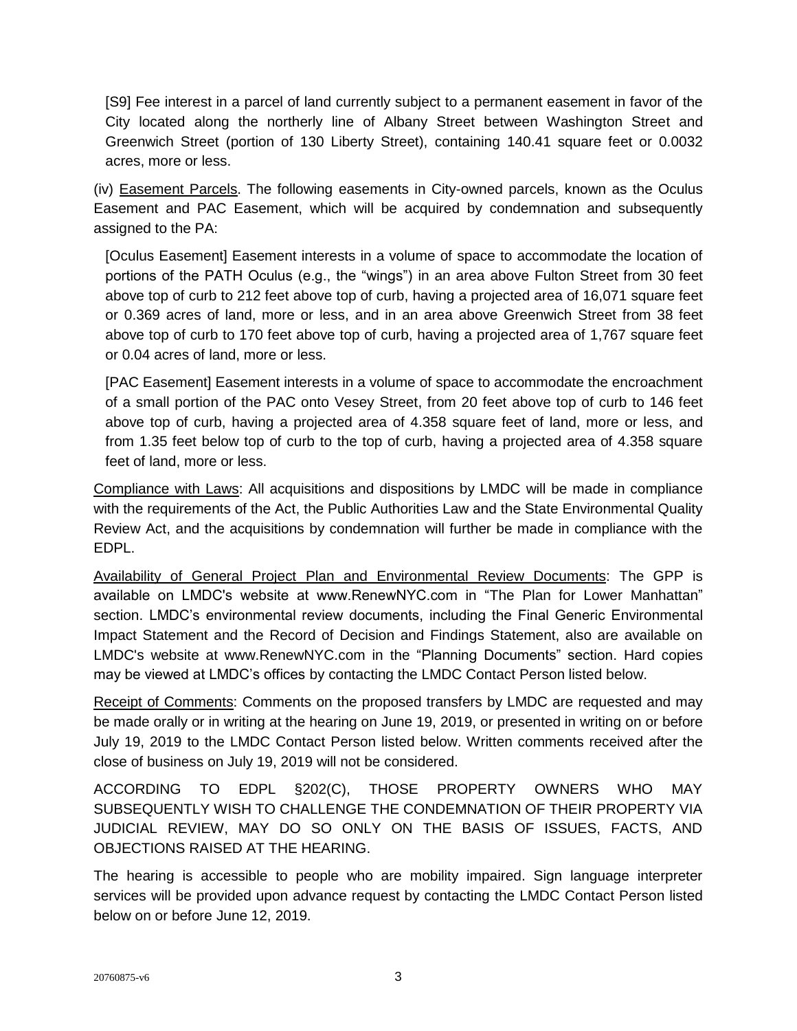[S9] Fee interest in a parcel of land currently subject to a permanent easement in favor of the City located along the northerly line of Albany Street between Washington Street and Greenwich Street (portion of 130 Liberty Street), containing 140.41 square feet or 0.0032 acres, more or less.

(iv) Easement Parcels. The following easements in City-owned parcels, known as the Oculus Easement and PAC Easement, which will be acquired by condemnation and subsequently assigned to the PA:

[Oculus Easement] Easement interests in a volume of space to accommodate the location of portions of the PATH Oculus (e.g., the "wings") in an area above Fulton Street from 30 feet above top of curb to 212 feet above top of curb, having a projected area of 16,071 square feet or 0.369 acres of land, more or less, and in an area above Greenwich Street from 38 feet above top of curb to 170 feet above top of curb, having a projected area of 1,767 square feet or 0.04 acres of land, more or less.

[PAC Easement] Easement interests in a volume of space to accommodate the encroachment of a small portion of the PAC onto Vesey Street, from 20 feet above top of curb to 146 feet above top of curb, having a projected area of 4.358 square feet of land, more or less, and from 1.35 feet below top of curb to the top of curb, having a projected area of 4.358 square feet of land, more or less.

Compliance with Laws: All acquisitions and dispositions by LMDC will be made in compliance with the requirements of the Act, the Public Authorities Law and the State Environmental Quality Review Act, and the acquisitions by condemnation will further be made in compliance with the EDPL.

Availability of General Project Plan and Environmental Review Documents: The GPP is available on LMDC's website at www.RenewNYC.com in "The Plan for Lower Manhattan" section. LMDC's environmental review documents, including the Final Generic Environmental Impact Statement and the Record of Decision and Findings Statement, also are available on LMDC's website at www.RenewNYC.com in the "Planning Documents" section. Hard copies may be viewed at LMDC's offices by contacting the LMDC Contact Person listed below.

Receipt of Comments: Comments on the proposed transfers by LMDC are requested and may be made orally or in writing at the hearing on June 19, 2019, or presented in writing on or before July 19, 2019 to the LMDC Contact Person listed below. Written comments received after the close of business on July 19, 2019 will not be considered.

ACCORDING TO EDPL §202(C), THOSE PROPERTY OWNERS WHO MAY SUBSEQUENTLY WISH TO CHALLENGE THE CONDEMNATION OF THEIR PROPERTY VIA JUDICIAL REVIEW, MAY DO SO ONLY ON THE BASIS OF ISSUES, FACTS, AND OBJECTIONS RAISED AT THE HEARING.

The hearing is accessible to people who are mobility impaired. Sign language interpreter services will be provided upon advance request by contacting the LMDC Contact Person listed below on or before June 12, 2019.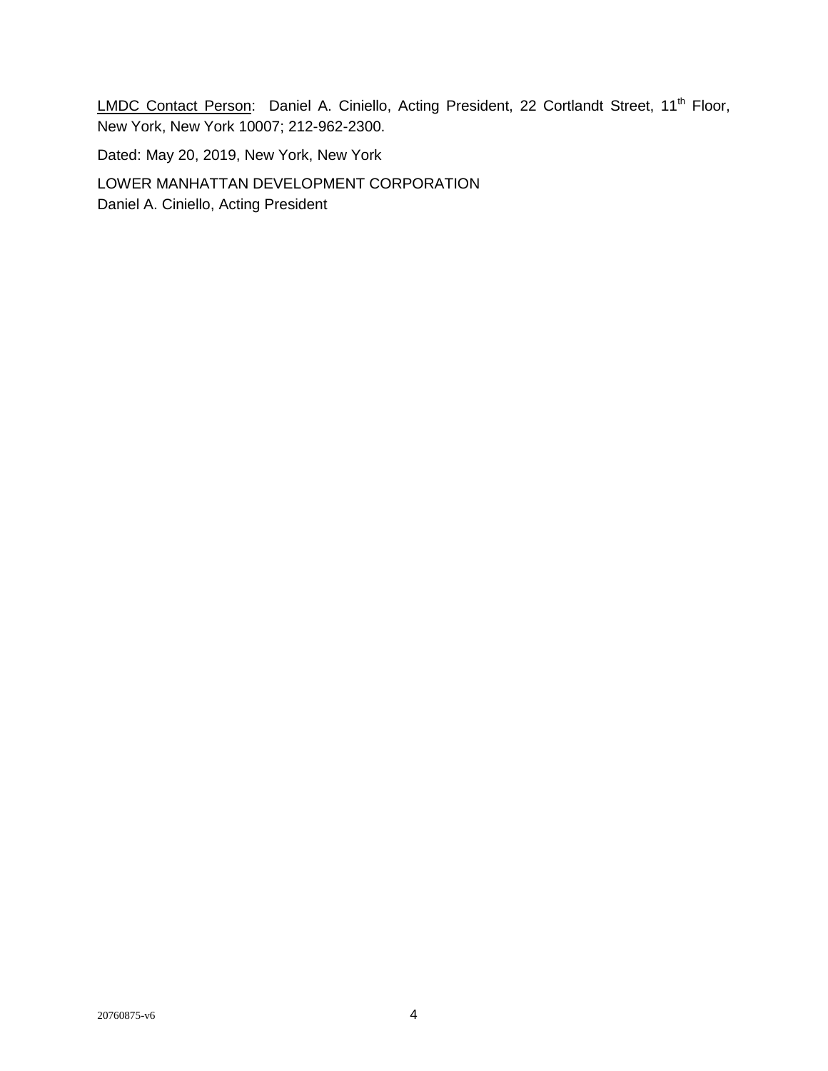<u>LMDC Contact Person</u>: Daniel A. Ciniello, Acting President, 22 Cortlandt Street, 11th Floor, New York, New York 10007; 212-962-2300.

Dated: May 20, 2019, New York, New York

LOWER MANHATTAN DEVELOPMENT CORPORATION
Daniel A. Ciniello, Acting President